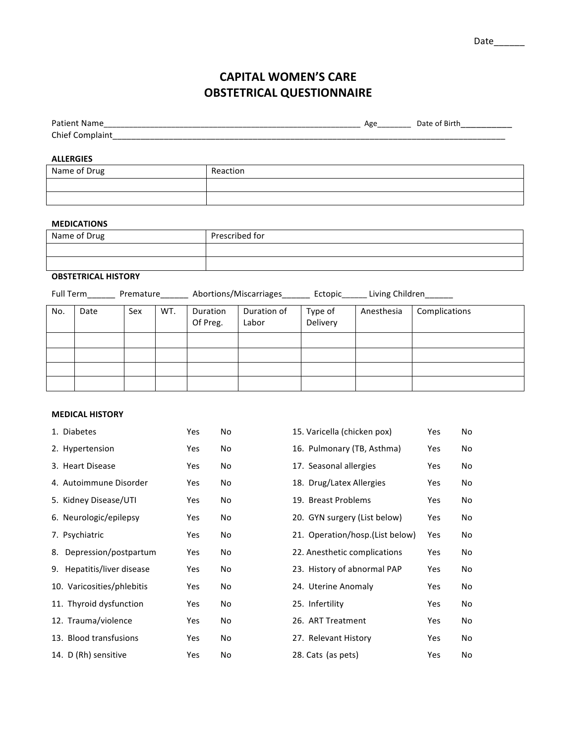Date______

# CAPITAL WOMEN'S CARE
# OBSTETRICAL QUESTIONNAIRE

Patient Name____________________________________________________________ Age________ Date of Birth____________
Chief Complaint______________________________________________________________________________________________

**ALLERGIES**

| Name of Drug | Reaction |
|---|---|
| | |
| | |

**MEDICATIONS**

| Name of Drug | Prescribed for |
|---|---|
| | |
| | |

**OBSTETRICAL HISTORY**

Full Term______ Premature______ Abortions/Miscarriages______ Ectopic_____ Living Children______

| No. | Date | Sex | WT. | Duration Of Preg. | Duration of Labor | Type of Delivery | Anesthesia | Complications |
|---|---|---|---|---|---|---|---|---|
| | | | | | | | | |
| | | | | | | | | |
| | | | | | | | | |
| | | | | | | | | |

**MEDICAL HISTORY**

| | | | | | |
|---|---|---|---|---|---|
| 1. Diabetes | Yes | No | 15. Varicella (chicken pox) | Yes | No |
| 2. Hypertension | Yes | No | 16. Pulmonary (TB, Asthma) | Yes | No |
| 3. Heart Disease | Yes | No | 17. Seasonal allergies | Yes | No |
| 4. Autoimmune Disorder | Yes | No | 18. Drug/Latex Allergies | Yes | No |
| 5. Kidney Disease/UTI | Yes | No | 19. Breast Problems | Yes | No |
| 6. Neurologic/epilepsy | Yes | No | 20. GYN surgery (List below) | Yes | No |
| 7. Psychiatric | Yes | No | 21. Operation/hosp.(List below) | Yes | No |
| 8. Depression/postpartum | Yes | No | 22. Anesthetic complications | Yes | No |
| 9. Hepatitis/liver disease | Yes | No | 23. History of abnormal PAP | Yes | No |
| 10. Varicosities/phlebitis | Yes | No | 24. Uterine Anomaly | Yes | No |
| 11. Thyroid dysfunction | Yes | No | 25. Infertility | Yes | No |
| 12. Trauma/violence | Yes | No | 26. ART Treatment | Yes | No |
| 13. Blood transfusions | Yes | No | 27. Relevant History | Yes | No |
| 14. D (Rh) sensitive | Yes | No | 28. Cats (as pets) | Yes | No |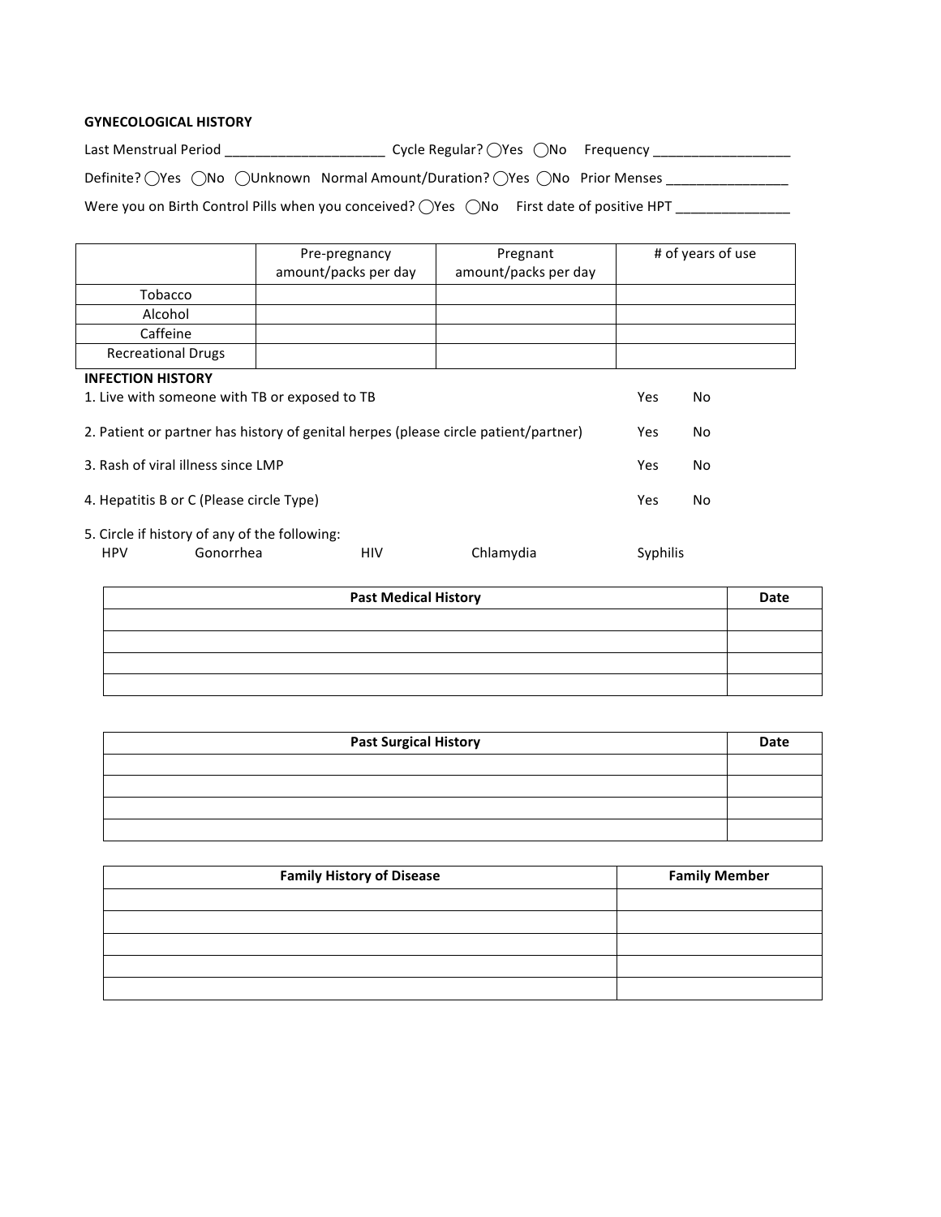**GYNECOLOGICAL HISTORY**

Last Menstrual Period ____________________ Cycle Regular? ◯Yes ◯No Frequency _________________

Definite? ◯Yes ◯No ◯Unknown Normal Amount/Duration? ◯Yes ◯No Prior Menses _______________

Were you on Birth Control Pills when you conceived? ◯Yes ◯No First date of positive HPT ______________

| | Pre-pregnancy amount/packs per day | Pregnant amount/packs per day | # of years of use |
|---|---|---|---|
| Tobacco | | | |
| Alcohol | | | |
| Caffeine | | | |
| Recreational Drugs | | | |

**INFECTION HISTORY**

1. Live with someone with TB or exposed to TB  Yes  No
2. Patient or partner has history of genital herpes (please circle patient/partner)  Yes  No
3. Rash of viral illness since LMP  Yes  No
4. Hepatitis B or C (Please circle Type)  Yes  No
5. Circle if history of any of the following:
   HPV  Gonorrhea  HIV  Chlamydia  Syphilis

| Past Medical History | Date |
|---|---|
| | |
| | |
| | |
| | |

| Past Surgical History | Date |
|---|---|
| | |
| | |
| | |
| | |

| Family History of Disease | Family Member |
|---|---|
| | |
| | |
| | |
| | |
| | |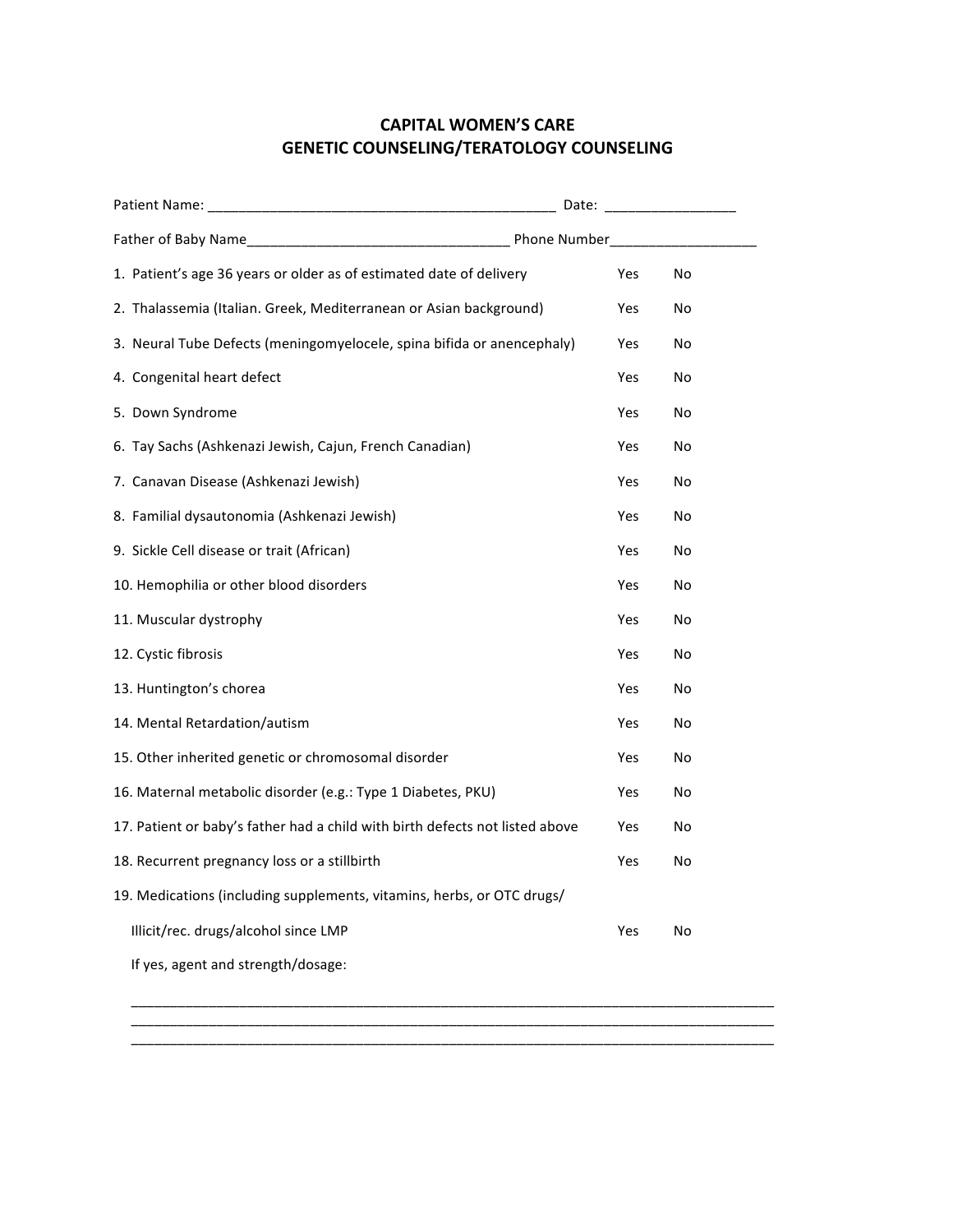# CAPITAL WOMEN'S CARE
## GENETIC COUNSELING/TERATOLOGY COUNSELING

Patient Name: _____________________________________________ Date: ________________

Father of Baby Name_________________________________ Phone Number__________________

| | | |
|---|---|---|
| 1. Patient's age 36 years or older as of estimated date of delivery | Yes | No |
| 2. Thalassemia (Italian. Greek, Mediterranean or Asian background) | Yes | No |
| 3. Neural Tube Defects (meningomyelocele, spina bifida or anencephaly) | Yes | No |
| 4. Congenital heart defect | Yes | No |
| 5. Down Syndrome | Yes | No |
| 6. Tay Sachs (Ashkenazi Jewish, Cajun, French Canadian) | Yes | No |
| 7. Canavan Disease (Ashkenazi Jewish) | Yes | No |
| 8. Familial dysautonomia (Ashkenazi Jewish) | Yes | No |
| 9. Sickle Cell disease or trait (African) | Yes | No |
| 10. Hemophilia or other blood disorders | Yes | No |
| 11. Muscular dystrophy | Yes | No |
| 12. Cystic fibrosis | Yes | No |
| 13. Huntington's chorea | Yes | No |
| 14. Mental Retardation/autism | Yes | No |
| 15. Other inherited genetic or chromosomal disorder | Yes | No |
| 16. Maternal metabolic disorder (e.g.: Type 1 Diabetes, PKU) | Yes | No |
| 17. Patient or baby's father had a child with birth defects not listed above | Yes | No |
| 18. Recurrent pregnancy loss or a stillbirth | Yes | No |
| 19. Medications (including supplements, vitamins, herbs, or OTC drugs/ Illicit/rec. drugs/alcohol since LMP | Yes | No |

If yes, agent and strength/dosage:

___________________________________________________________________________________
___________________________________________________________________________________
___________________________________________________________________________________